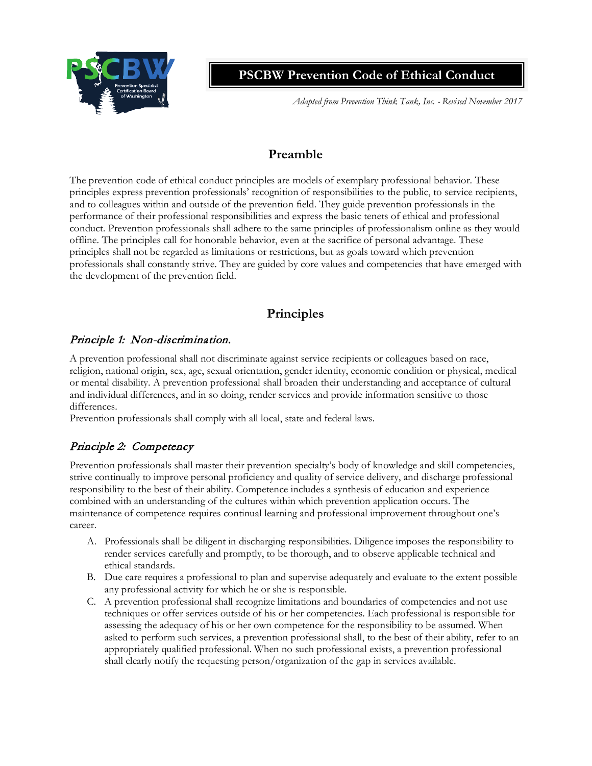# PSCBW Prevention Code of Ethical Conduct

*Adapted from Prevention Think Tank, Inc. - Revised November 2017*

## Preamble

The prevention code of ethical conduct principles are models of exemplary professional behavior. These principles express prevention professionals' recognition of responsibilities to the public, to service recipients, and to colleagues within and outside of the prevention field. They guide prevention professionals in the performance of their professional responsibilities and express the basic tenets of ethical and professional conduct. Prevention professionals shall adhere to the same principles of professionalism online as they would offline. The principles call for honorable behavior, even at the sacrifice of personal advantage. These principles shall not be regarded as limitations or restrictions, but as goals toward which prevention professionals shall constantly strive. They are guided by core values and competencies that have emerged with the development of the prevention field.

## Principles

### *Principle 1: Non-discrimination.*

A prevention professional shall not discriminate against service recipients or colleagues based on race, religion, national origin, sex, age, sexual orientation, gender identity, economic condition or physical, medical or mental disability. A prevention professional shall broaden their understanding and acceptance of cultural and individual differences, and in so doing, render services and provide information sensitive to those differences.
Prevention professionals shall comply with all local, state and federal laws.

### *Principle 2: Competency*

Prevention professionals shall master their prevention specialty's body of knowledge and skill competencies, strive continually to improve personal proficiency and quality of service delivery, and discharge professional responsibility to the best of their ability. Competence includes a synthesis of education and experience combined with an understanding of the cultures within which prevention application occurs. The maintenance of competence requires continual learning and professional improvement throughout one's career.

A. Professionals shall be diligent in discharging responsibilities. Diligence imposes the responsibility to render services carefully and promptly, to be thorough, and to observe applicable technical and ethical standards.
B. Due care requires a professional to plan and supervise adequately and evaluate to the extent possible any professional activity for which he or she is responsible.
C. A prevention professional shall recognize limitations and boundaries of competencies and not use techniques or offer services outside of his or her competencies. Each professional is responsible for assessing the adequacy of his or her own competence for the responsibility to be assumed. When asked to perform such services, a prevention professional shall, to the best of their ability, refer to an appropriately qualified professional. When no such professional exists, a prevention professional shall clearly notify the requesting person/organization of the gap in services available.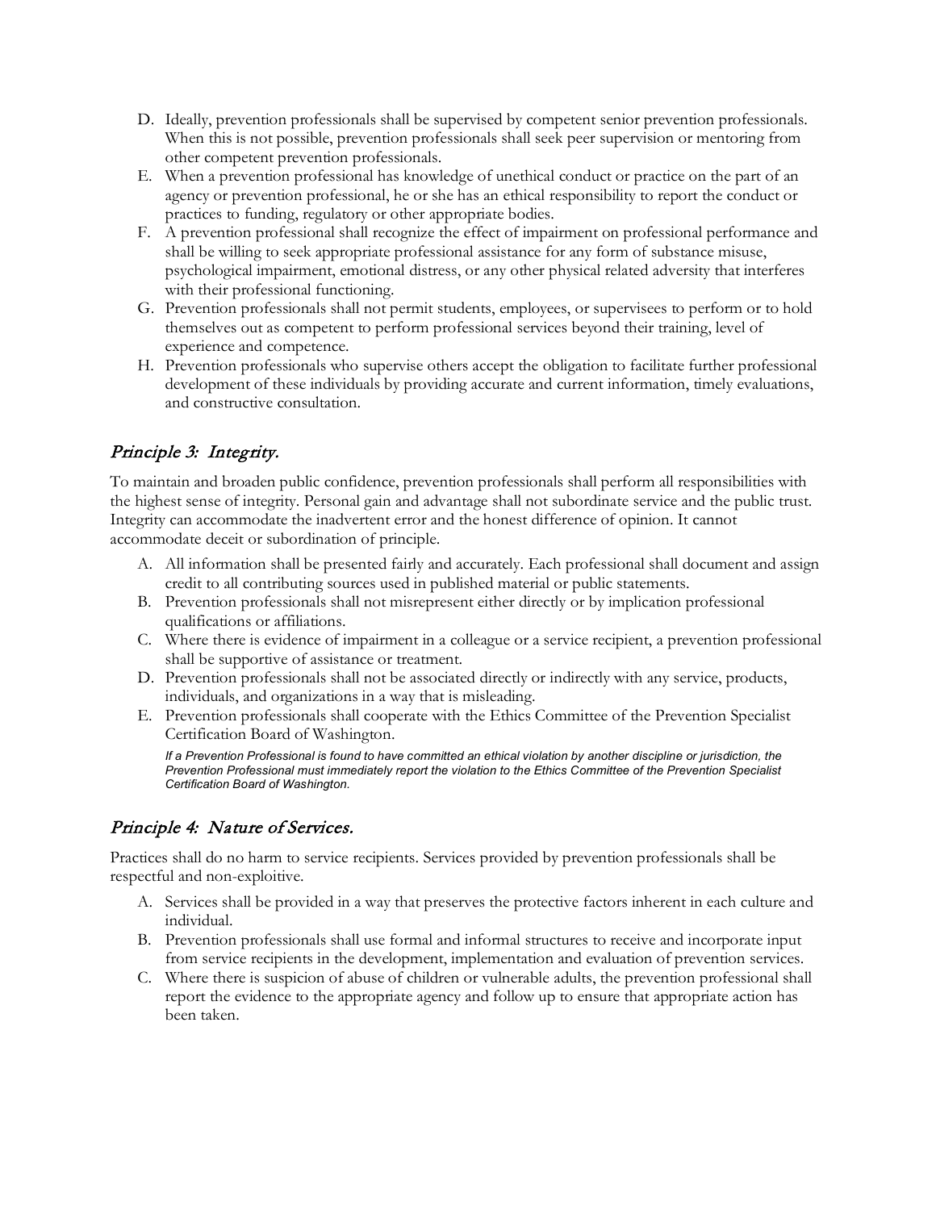D. Ideally, prevention professionals shall be supervised by competent senior prevention professionals. When this is not possible, prevention professionals shall seek peer supervision or mentoring from other competent prevention professionals.
E. When a prevention professional has knowledge of unethical conduct or practice on the part of an agency or prevention professional, he or she has an ethical responsibility to report the conduct or practices to funding, regulatory or other appropriate bodies.
F. A prevention professional shall recognize the effect of impairment on professional performance and shall be willing to seek appropriate professional assistance for any form of substance misuse, psychological impairment, emotional distress, or any other physical related adversity that interferes with their professional functioning.
G. Prevention professionals shall not permit students, employees, or supervisees to perform or to hold themselves out as competent to perform professional services beyond their training, level of experience and competence.
H. Prevention professionals who supervise others accept the obligation to facilitate further professional development of these individuals by providing accurate and current information, timely evaluations, and constructive consultation.

## *Principle 3: Integrity.*

To maintain and broaden public confidence, prevention professionals shall perform all responsibilities with the highest sense of integrity. Personal gain and advantage shall not subordinate service and the public trust. Integrity can accommodate the inadvertent error and the honest difference of opinion. It cannot accommodate deceit or subordination of principle.

A. All information shall be presented fairly and accurately. Each professional shall document and assign credit to all contributing sources used in published material or public statements.
B. Prevention professionals shall not misrepresent either directly or by implication professional qualifications or affiliations.
C. Where there is evidence of impairment in a colleague or a service recipient, a prevention professional shall be supportive of assistance or treatment.
D. Prevention professionals shall not be associated directly or indirectly with any service, products, individuals, and organizations in a way that is misleading.
E. Prevention professionals shall cooperate with the Ethics Committee of the Prevention Specialist Certification Board of Washington.

   *If a Prevention Professional is found to have committed an ethical violation by another discipline or jurisdiction, the Prevention Professional must immediately report the violation to the Ethics Committee of the Prevention Specialist Certification Board of Washington.*

## *Principle 4: Nature of Services.*

Practices shall do no harm to service recipients. Services provided by prevention professionals shall be respectful and non-exploitive.

A. Services shall be provided in a way that preserves the protective factors inherent in each culture and individual.
B. Prevention professionals shall use formal and informal structures to receive and incorporate input from service recipients in the development, implementation and evaluation of prevention services.
C. Where there is suspicion of abuse of children or vulnerable adults, the prevention professional shall report the evidence to the appropriate agency and follow up to ensure that appropriate action has been taken.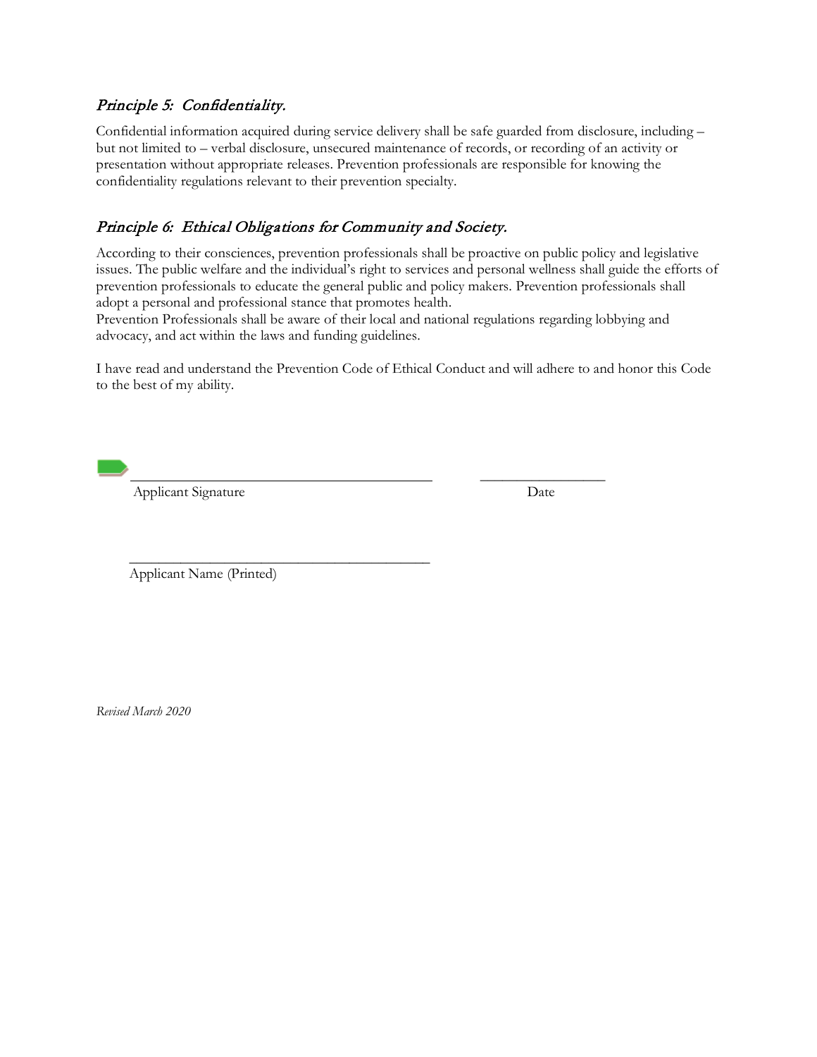### *Principle 5: Confidentiality.*

Confidential information acquired during service delivery shall be safe guarded from disclosure, including – but not limited to – verbal disclosure, unsecured maintenance of records, or recording of an activity or presentation without appropriate releases. Prevention professionals are responsible for knowing the confidentiality regulations relevant to their prevention specialty.

### *Principle 6: Ethical Obligations for Community and Society.*

According to their consciences, prevention professionals shall be proactive on public policy and legislative issues. The public welfare and the individual's right to services and personal wellness shall guide the efforts of prevention professionals to educate the general public and policy makers. Prevention professionals shall adopt a personal and professional stance that promotes health.
Prevention Professionals shall be aware of their local and national regulations regarding lobbying and advocacy, and act within the laws and funding guidelines.

I have read and understand the Prevention Code of Ethical Conduct and will adhere to and honor this Code to the best of my ability.

\_\_\_\_\_\_\_\_\_\_\_\_\_\_\_\_\_\_\_\_\_\_\_\_\_\_\_\_\_\_\_\_\_\_\_\_\_\_\_\_ \_\_\_\_\_\_\_\_\_\_\_\_\_\_\_\_\_\_
Applicant Signature Date

\_\_\_\_\_\_\_\_\_\_\_\_\_\_\_\_\_\_\_\_\_\_\_\_\_\_\_\_\_\_\_\_\_\_\_\_\_\_\_\_
Applicant Name (Printed)

*Revised March 2020*